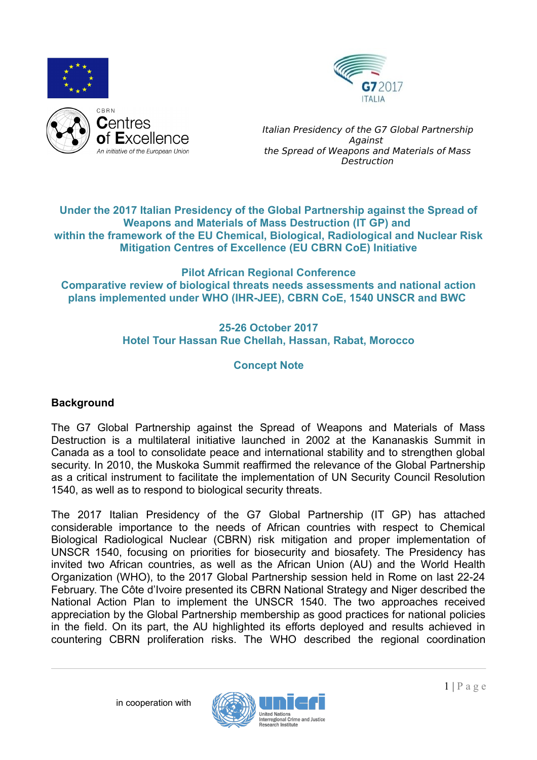CBRN
**Centres of Excellence**
*An initiative of the European Union*

*Italian Presidency of the G7 Global Partnership Against the Spread of Weapons and Materials of Mass Destruction*

**Under the 2017 Italian Presidency of the Global Partnership against the Spread of Weapons and Materials of Mass Destruction (IT GP) and within the framework of the EU Chemical, Biological, Radiological and Nuclear Risk Mitigation Centres of Excellence (EU CBRN CoE) Initiative**

**Pilot African Regional Conference**
**Comparative review of biological threats needs assessments and national action plans implemented under WHO (IHR-JEE), CBRN CoE, 1540 UNSCR and BWC**

**25-26 October 2017**
**Hotel Tour Hassan Rue Chellah, Hassan, Rabat, Morocco**

# Concept Note

## Background

The G7 Global Partnership against the Spread of Weapons and Materials of Mass Destruction is a multilateral initiative launched in 2002 at the Kananaskis Summit in Canada as a tool to consolidate peace and international stability and to strengthen global security. In 2010, the Muskoka Summit reaffirmed the relevance of the Global Partnership as a critical instrument to facilitate the implementation of UN Security Council Resolution 1540, as well as to respond to biological security threats.

The 2017 Italian Presidency of the G7 Global Partnership (IT GP) has attached considerable importance to the needs of African countries with respect to Chemical Biological Radiological Nuclear (CBRN) risk mitigation and proper implementation of UNSCR 1540, focusing on priorities for biosecurity and biosafety. The Presidency has invited two African countries, as well as the African Union (AU) and the World Health Organization (WHO), to the 2017 Global Partnership session held in Rome on last 22-24 February. The Côte d'Ivoire presented its CBRN National Strategy and Niger described the National Action Plan to implement the UNSCR 1540. The two approaches received appreciation by the Global Partnership membership as good practices for national policies in the field. On its part, the AU highlighted its efforts deployed and results achieved in countering CBRN proliferation risks. The WHO described the regional coordination

in cooperation with

unicri
United Nations Interregional Crime and Justice Research Institute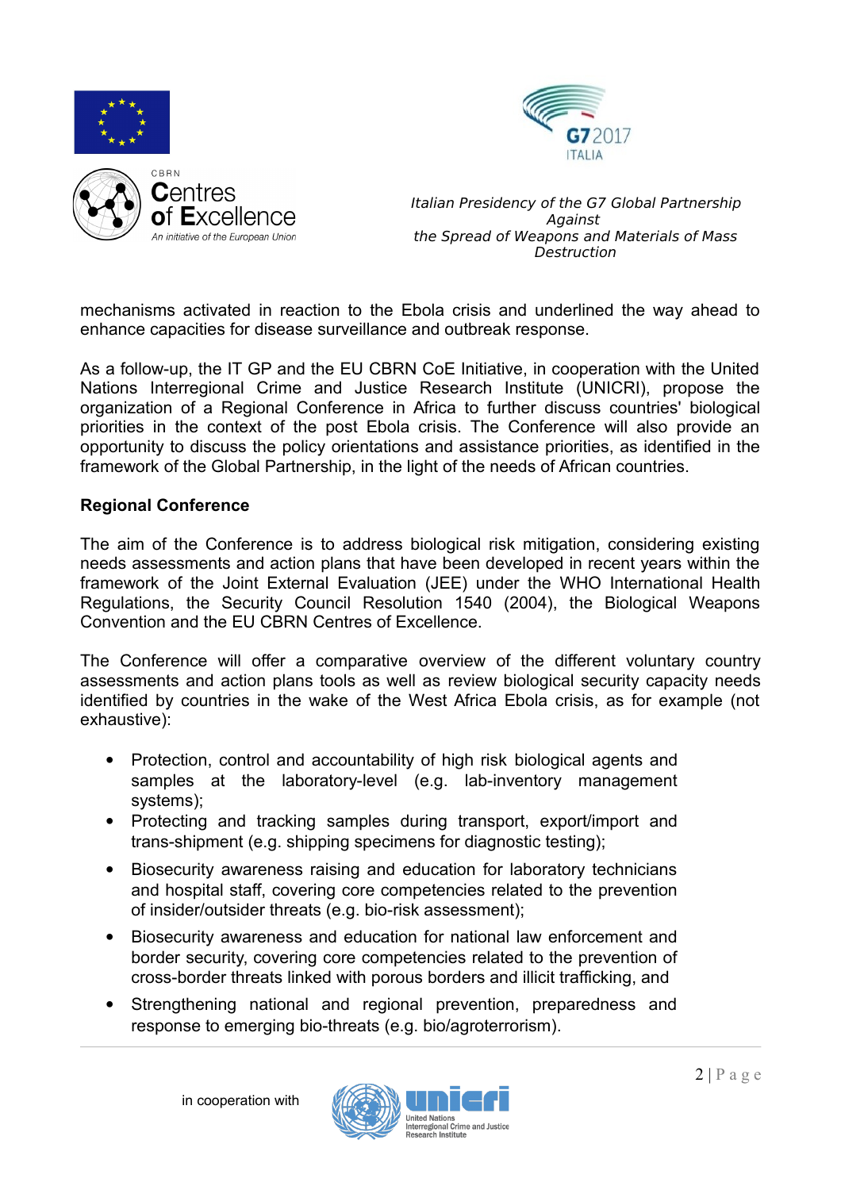mechanisms activated in reaction to the Ebola crisis and underlined the way ahead to enhance capacities for disease surveillance and outbreak response.

As a follow-up, the IT GP and the EU CBRN CoE Initiative, in cooperation with the United Nations Interregional Crime and Justice Research Institute (UNICRI), propose the organization of a Regional Conference in Africa to further discuss countries' biological priorities in the context of the post Ebola crisis. The Conference will also provide an opportunity to discuss the policy orientations and assistance priorities, as identified in the framework of the Global Partnership, in the light of the needs of African countries.

**Regional Conference**

The aim of the Conference is to address biological risk mitigation, considering existing needs assessments and action plans that have been developed in recent years within the framework of the Joint External Evaluation (JEE) under the WHO International Health Regulations, the Security Council Resolution 1540 (2004), the Biological Weapons Convention and the EU CBRN Centres of Excellence.

The Conference will offer a comparative overview of the different voluntary country assessments and action plans tools as well as review biological security capacity needs identified by countries in the wake of the West Africa Ebola crisis, as for example (not exhaustive):

- Protection, control and accountability of high risk biological agents and samples at the laboratory-level (e.g. lab-inventory management systems);
- Protecting and tracking samples during transport, export/import and trans-shipment (e.g. shipping specimens for diagnostic testing);
- Biosecurity awareness raising and education for laboratory technicians and hospital staff, covering core competencies related to the prevention of insider/outsider threats (e.g. bio-risk assessment);
- Biosecurity awareness and education for national law enforcement and border security, covering core competencies related to the prevention of cross-border threats linked with porous borders and illicit trafficking, and
- Strengthening national and regional prevention, preparedness and response to emerging bio-threats (e.g. bio/agroterrorism).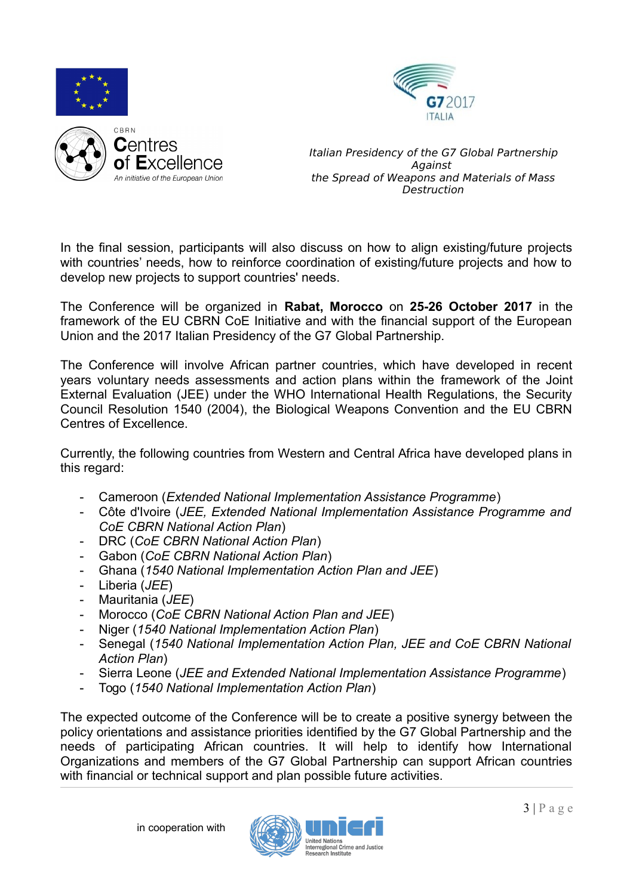In the final session, participants will also discuss on how to align existing/future projects with countries' needs, how to reinforce coordination of existing/future projects and how to develop new projects to support countries' needs.

The Conference will be organized in **Rabat, Morocco** on **25-26 October 2017** in the framework of the EU CBRN CoE Initiative and with the financial support of the European Union and the 2017 Italian Presidency of the G7 Global Partnership.

The Conference will involve African partner countries, which have developed in recent years voluntary needs assessments and action plans within the framework of the Joint External Evaluation (JEE) under the WHO International Health Regulations, the Security Council Resolution 1540 (2004), the Biological Weapons Convention and the EU CBRN Centres of Excellence.

Currently, the following countries from Western and Central Africa have developed plans in this regard:

- Cameroon (*Extended National Implementation Assistance Programme*)
- Côte d'Ivoire (*JEE, Extended National Implementation Assistance Programme and CoE CBRN National Action Plan*)
- DRC (*CoE CBRN National Action Plan*)
- Gabon (*CoE CBRN National Action Plan*)
- Ghana (*1540 National Implementation Action Plan and JEE*)
- Liberia (*JEE*)
- Mauritania (*JEE*)
- Morocco (*CoE CBRN National Action Plan and JEE*)
- Niger (*1540 National Implementation Action Plan*)
- Senegal (*1540 National Implementation Action Plan, JEE and CoE CBRN National Action Plan*)
- Sierra Leone (*JEE and Extended National Implementation Assistance Programme*)
- Togo (*1540 National Implementation Action Plan*)

The expected outcome of the Conference will be to create a positive synergy between the policy orientations and assistance priorities identified by the G7 Global Partnership and the needs of participating African countries. It will help to identify how International Organizations and members of the G7 Global Partnership can support African countries with financial or technical support and plan possible future activities.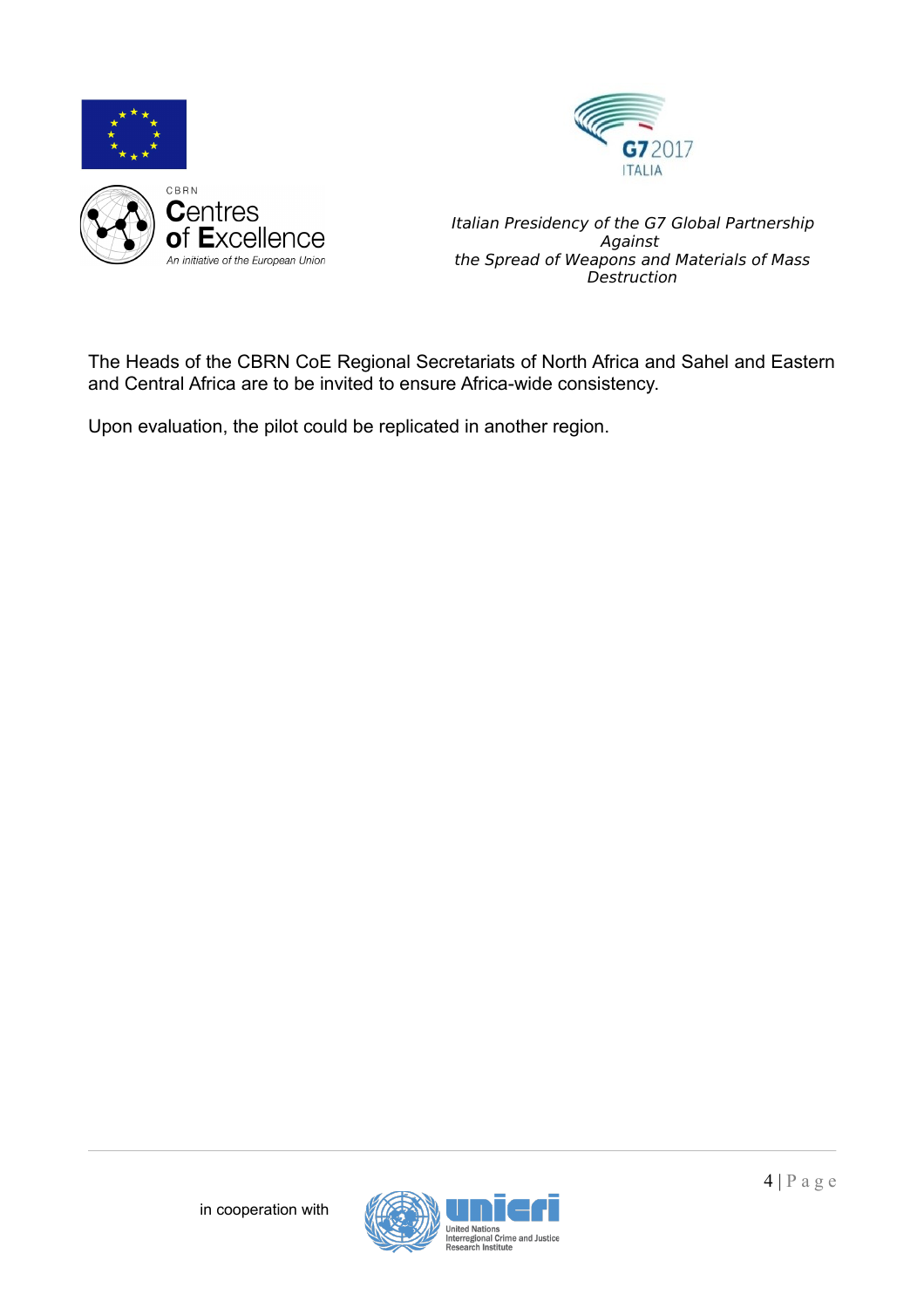The Heads of the CBRN CoE Regional Secretariats of North Africa and Sahel and Eastern and Central Africa are to be invited to ensure Africa-wide consistency.

Upon evaluation, the pilot could be replicated in another region.